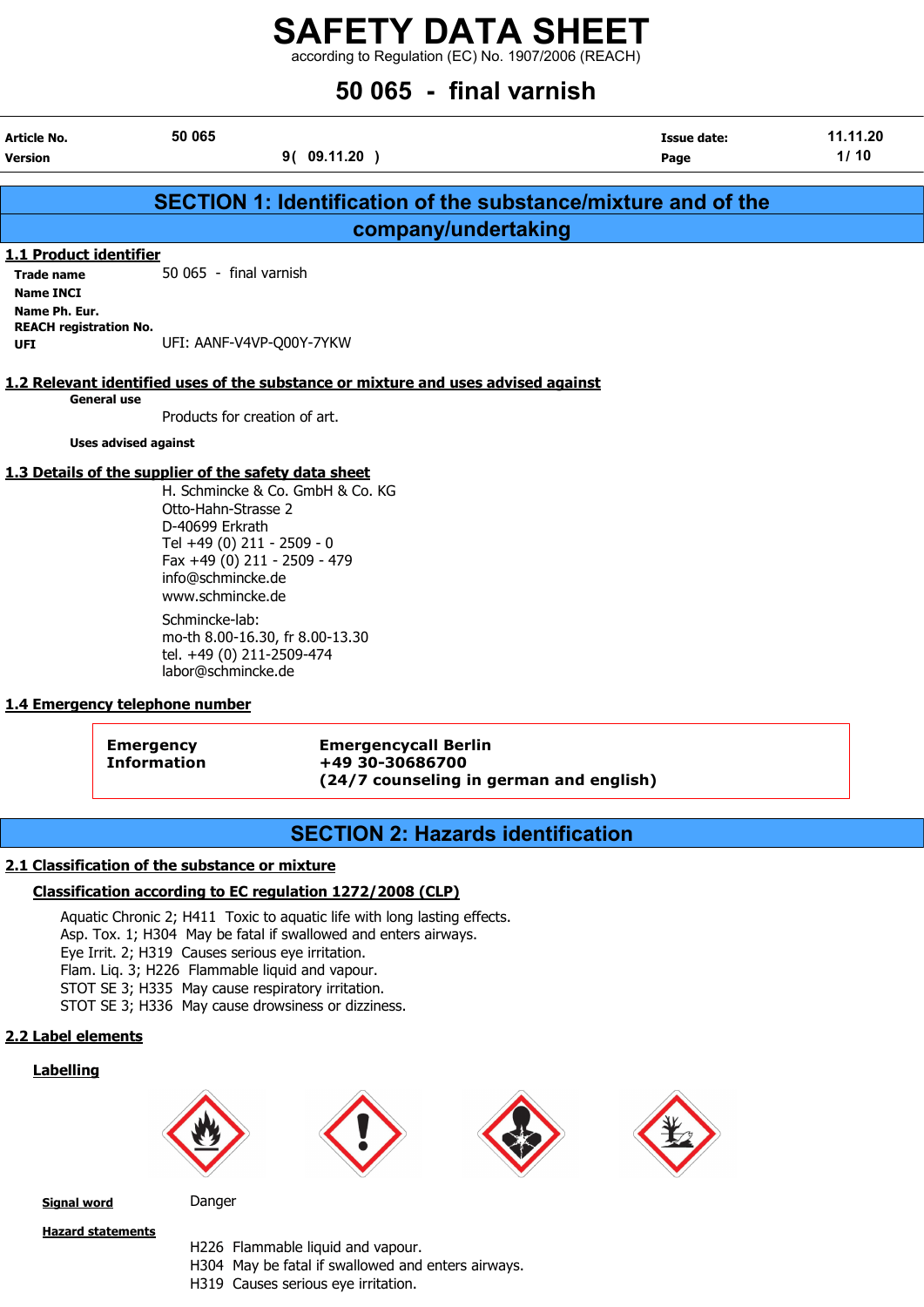# SAFETY DATA SHEET

according to Regulation (EC) No. 1907/2006 (REACH)

## 50 065 - final varnish

| Article No. | 50 065 | Issue date: | 11.11.20 |
|---|---|---|---|
| Version | 9( 09.11.20 ) | Page | 1/ 10 |

## SECTION 1: Identification of the substance/mixture and of the company/undertaking

### 1.1 Product identifier

**Trade name** 50 065 - final varnish
**Name INCI**
**Name Ph. Eur.**
**REACH registration No.**
**UFI** UFI: AANF-V4VP-Q00Y-7YKW

### 1.2 Relevant identified uses of the substance or mixture and uses advised against

**General use**

Products for creation of art.

**Uses advised against**

### 1.3 Details of the supplier of the safety data sheet

H. Schmincke & Co. GmbH & Co. KG
Otto-Hahn-Strasse 2
D-40699 Erkrath
Tel +49 (0) 211 - 2509 - 0
Fax +49 (0) 211 - 2509 - 479
info@schmincke.de
www.schmincke.de

Schmincke-lab:
mo-th 8.00-16.30, fr 8.00-13.30
tel. +49 (0) 211-2509-474
labor@schmincke.de

### 1.4 Emergency telephone number

| **Emergency Information** | **Emergencycall Berlin**<br>**+49 30-30686700**<br>**(24/7 counseling in german and english)** |
|---|---|

## SECTION 2: Hazards identification

### 2.1 Classification of the substance or mixture

**Classification according to EC regulation 1272/2008 (CLP)**

Aquatic Chronic 2; H411 Toxic to aquatic life with long lasting effects.
Asp. Tox. 1; H304 May be fatal if swallowed and enters airways.
Eye Irrit. 2; H319 Causes serious eye irritation.
Flam. Liq. 3; H226 Flammable liquid and vapour.
STOT SE 3; H335 May cause respiratory irritation.
STOT SE 3; H336 May cause drowsiness or dizziness.

### 2.2 Label elements

**Labelling**

**Signal word** Danger

**Hazard statements**

H226 Flammable liquid and vapour.
H304 May be fatal if swallowed and enters airways.
H319 Causes serious eye irritation.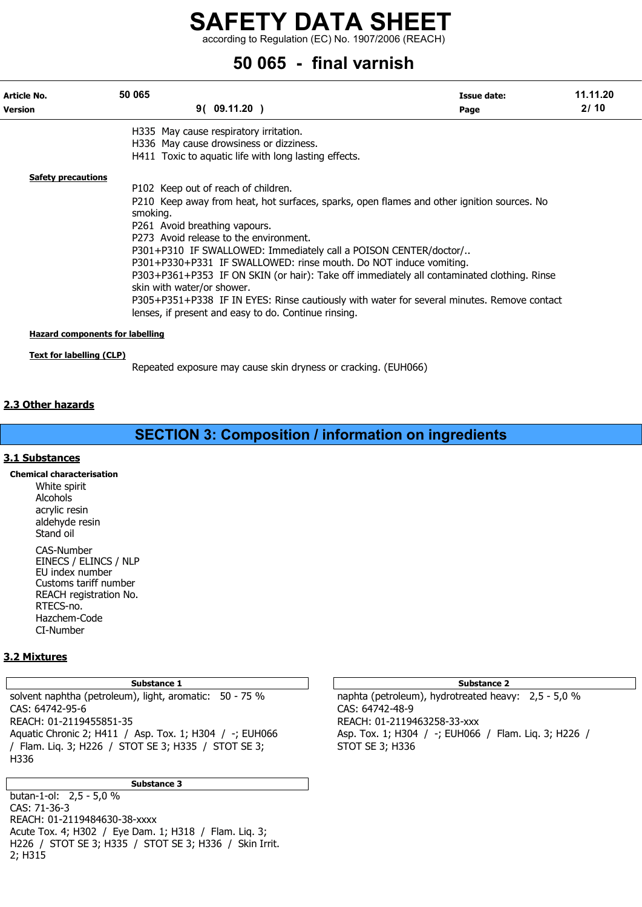H335 May cause respiratory irritation.
H336 May cause drowsiness or dizziness.
H411 Toxic to aquatic life with long lasting effects.

**Safety precautions**

P102 Keep out of reach of children.
P210 Keep away from heat, hot surfaces, sparks, open flames and other ignition sources. No smoking.
P261 Avoid breathing vapours.
P273 Avoid release to the environment.
P301+P310 IF SWALLOWED: Immediately call a POISON CENTER/doctor/..
P301+P330+P331 IF SWALLOWED: rinse mouth. Do NOT induce vomiting.
P303+P361+P353 IF ON SKIN (or hair): Take off immediately all contaminated clothing. Rinse skin with water/or shower.
P305+P351+P338 IF IN EYES: Rinse cautiously with water for several minutes. Remove contact lenses, if present and easy to do. Continue rinsing.

**Hazard components for labelling**

**Text for labelling (CLP)**

Repeated exposure may cause skin dryness or cracking. (EUH066)

## 2.3 Other hazards

# SECTION 3: Composition / information on ingredients

## 3.1 Substances

**Chemical characterisation**

White spirit
Alcohols
acrylic resin
aldehyde resin
Stand oil

CAS-Number
EINECS / ELINCS / NLP
EU index number
Customs tariff number
REACH registration No.
RTECS-no.
Hazchem-Code
CI-Number

## 3.2 Mixtures

| Substance 1 |
|---|
| solvent naphtha (petroleum), light, aromatic: 50 - 75 %<br>CAS: 64742-95-6<br>REACH: 01-2119455851-35<br>Aquatic Chronic 2; H411 / Asp. Tox. 1; H304 / -; EUH066 / Flam. Liq. 3; H226 / STOT SE 3; H335 / STOT SE 3; H336 |

| Substance 2 |
|---|
| naphta (petroleum), hydrotreated heavy: 2,5 - 5,0 %<br>CAS: 64742-48-9<br>REACH: 01-2119463258-33-xxx<br>Asp. Tox. 1; H304 / -; EUH066 / Flam. Liq. 3; H226 / STOT SE 3; H336 |

| Substance 3 |
|---|
| butan-1-ol: 2,5 - 5,0 %<br>CAS: 71-36-3<br>REACH: 01-2119484630-38-xxxx<br>Acute Tox. 4; H302 / Eye Dam. 1; H318 / Flam. Liq. 3; H226 / STOT SE 3; H335 / STOT SE 3; H336 / Skin Irrit. 2; H315 |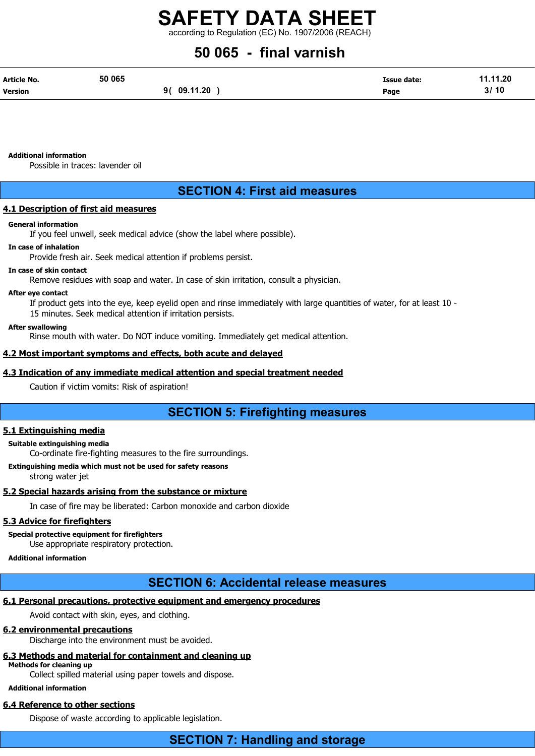**Additional information**

Possible in traces: lavender oil

## SECTION 4: First aid measures

### 4.1 Description of first aid measures

**General information**

If you feel unwell, seek medical advice (show the label where possible).

**In case of inhalation**

Provide fresh air. Seek medical attention if problems persist.

**In case of skin contact**

Remove residues with soap and water. In case of skin irritation, consult a physician.

**After eye contact**

If product gets into the eye, keep eyelid open and rinse immediately with large quantities of water, for at least 10 - 15 minutes. Seek medical attention if irritation persists.

**After swallowing**

Rinse mouth with water. Do NOT induce vomiting. Immediately get medical attention.

### 4.2 Most important symptoms and effects, both acute and delayed

### 4.3 Indication of any immediate medical attention and special treatment needed

Caution if victim vomits: Risk of aspiration!

## SECTION 5: Firefighting measures

### 5.1 Extinguishing media

**Suitable extinguishing media**

Co-ordinate fire-fighting measures to the fire surroundings.

**Extinguishing media which must not be used for safety reasons**

strong water jet

### 5.2 Special hazards arising from the substance or mixture

In case of fire may be liberated: Carbon monoxide and carbon dioxide

### 5.3 Advice for firefighters

**Special protective equipment for firefighters**

Use appropriate respiratory protection.

**Additional information**

## SECTION 6: Accidental release measures

### 6.1 Personal precautions, protective equipment and emergency procedures

Avoid contact with skin, eyes, and clothing.

### 6.2 environmental precautions

Discharge into the environment must be avoided.

### 6.3 Methods and material for containment and cleaning up

**Methods for cleaning up**

Collect spilled material using paper towels and dispose.

**Additional information**

### 6.4 Reference to other sections

Dispose of waste according to applicable legislation.

## SECTION 7: Handling and storage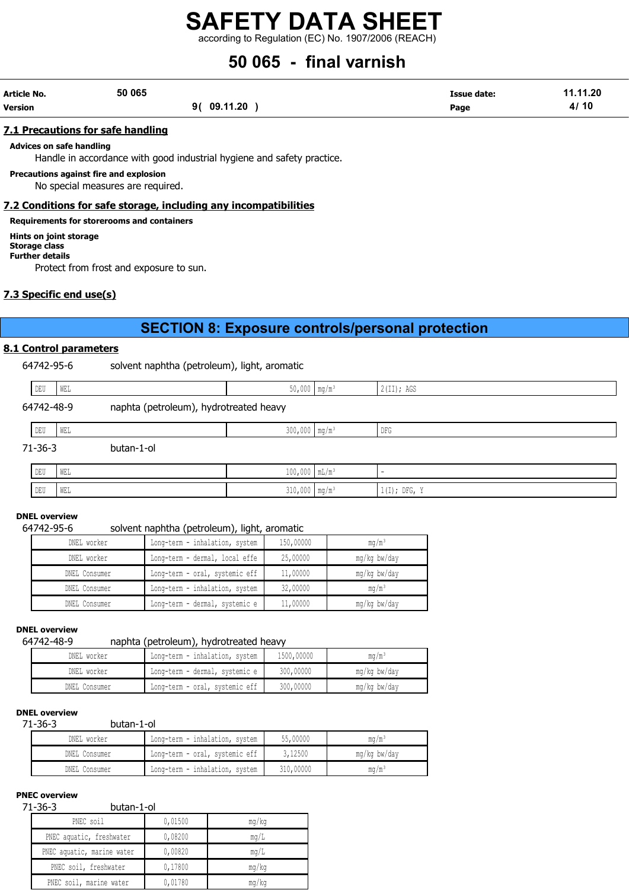## 7.1 Precautions for safe handling

**Advices on safe handling**

Handle in accordance with good industrial hygiene and safety practice.

**Precautions against fire and explosion**

No special measures are required.

## 7.2 Conditions for safe storage, including any incompatibilities

**Requirements for storerooms and containers**

**Hints on joint storage**

**Storage class**

**Further details**

Protect from frost and exposure to sun.

## 7.3 Specific end use(s)

# SECTION 8: Exposure controls/personal protection

## 8.1 Control parameters

64742-95-6 solvent naphtha (petroleum), light, aromatic

| | | | | |
|---|---|---|---|---|
| DEU | WEL | 50,000 | mg/m³ | 2(II); AGS |

64742-48-9 naphta (petroleum), hydrotreated heavy

| | | | | |
|---|---|---|---|---|
| DEU | WEL | 300,000 | mg/m³ | DFG |

71-36-3 butan-1-ol

| | | | | |
|---|---|---|---|---|
| DEU | WEL | 100,000 | mL/m³ | - |
| DEU | WEL | 310,000 | mg/m³ | 1(I); DFG, Y |

**DNEL overview**

64742-95-6 solvent naphtha (petroleum), light, aromatic

| | | | |
|---|---|---|---|
| DNEL worker | Long-term - inhalation, system | 150,00000 | mg/m³ |
| DNEL worker | Long-term - dermal, local effe | 25,00000 | mg/kg bw/day |
| DNEL Consumer | Long-term - oral, systemic eff | 11,00000 | mg/kg bw/day |
| DNEL Consumer | Long-term - inhalation, system | 32,00000 | mg/m³ |
| DNEL Consumer | Long-term - dermal, systemic e | 11,00000 | mg/kg bw/day |

**DNEL overview**

64742-48-9 naphta (petroleum), hydrotreated heavy

| | | | |
|---|---|---|---|
| DNEL worker | Long-term - inhalation, system | 1500,00000 | mg/m³ |
| DNEL worker | Long-term - dermal, systemic e | 300,00000 | mg/kg bw/day |
| DNEL Consumer | Long-term - oral, systemic eff | 300,00000 | mg/kg bw/day |

**DNEL overview**

71-36-3 butan-1-ol

| | | | |
|---|---|---|---|
| DNEL worker | Long-term - inhalation, system | 55,00000 | mg/m³ |
| DNEL Consumer | Long-term - oral, systemic eff | 3,12500 | mg/kg bw/day |
| DNEL Consumer | Long-term - inhalation, system | 310,00000 | mg/m³ |

**PNEC overview**

71-36-3 butan-1-ol

| | | |
|---|---|---|
| PNEC soil | 0,01500 | mg/kg |
| PNEC aquatic, freshwater | 0,08200 | mg/L |
| PNEC aquatic, marine water | 0,00820 | mg/L |
| PNEC soil, freshwater | 0,17800 | mg/kg |
| PNEC soil, marine water | 0,01780 | mg/kg |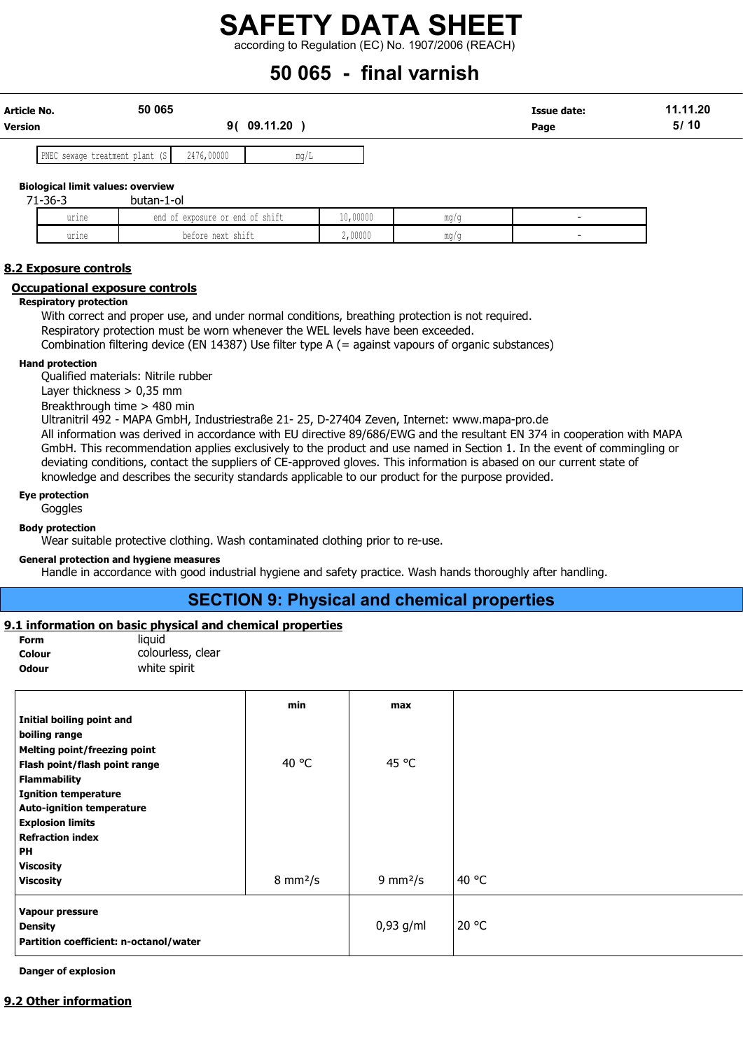| PNEC sewage treatment plant (S | 2476,00000 | mg/L |
|---|---|---|

**Biological limit values: overview**

71-36-3 butan-1-ol

| urine | end of exposure or end of shift | 10,00000 | mg/g | - |
|---|---|---|---|---|
| urine | before next shift | 2,00000 | mg/g | - |

## 8.2 Exposure controls

### Occupational exposure controls

**Respiratory protection**

With correct and proper use, and under normal conditions, breathing protection is not required.
Respiratory protection must be worn whenever the WEL levels have been exceeded.
Combination filtering device (EN 14387) Use filter type A (= against vapours of organic substances)

**Hand protection**

Qualified materials: Nitrile rubber
Layer thickness > 0,35 mm
Breakthrough time > 480 min
Ultranitril 492 - MAPA GmbH, Industriestraße 21- 25, D-27404 Zeven, Internet: www.mapa-pro.de
All information was derived in accordance with EU directive 89/686/EWG and the resultant EN 374 in cooperation with MAPA GmbH. This recommendation applies exclusively to the product and use named in Section 1. In the event of commingling or deviating conditions, contact the suppliers of CE-approved gloves. This information is abased on our current state of knowledge and describes the security standards applicable to our product for the purpose provided.

**Eye protection**

Goggles

**Body protection**

Wear suitable protective clothing. Wash contaminated clothing prior to re-use.

**General protection and hygiene measures**

Handle in accordance with good industrial hygiene and safety practice. Wash hands thoroughly after handling.

# SECTION 9: Physical and chemical properties

## 9.1 information on basic physical and chemical properties

**Form** liquid
**Colour** colourless, clear
**Odour** white spirit

| | min | max | |
|---|---|---|---|
| **Initial boiling point and boiling range** | | | |
| **Melting point/freezing point** | | | |
| **Flash point/flash point range** | 40 °C | 45 °C | |
| **Flammability** | | | |
| **Ignition temperature** | | | |
| **Auto-ignition temperature** | | | |
| **Explosion limits** | | | |
| **Refraction index** | | | |
| **PH** | | | |
| **Viscosity** | | | |
| **Viscosity** | 8 mm²/s | 9 mm²/s | 40 °C |
| **Vapour pressure** | | | |
| **Density** | | 0,93 g/ml | 20 °C |
| **Partition coefficient: n-octanol/water** | | | |

**Danger of explosion**

## 9.2 Other information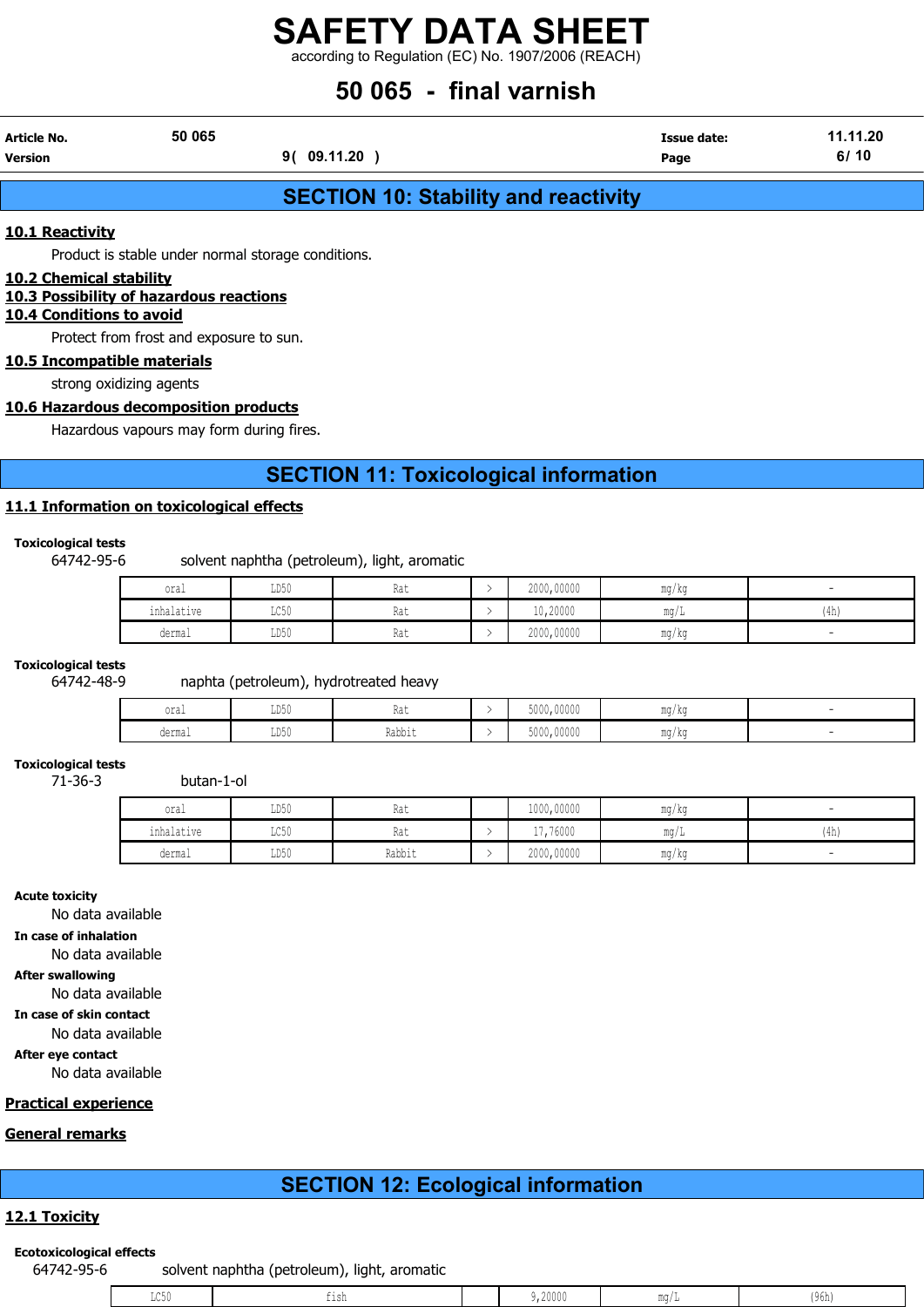# SAFETY DATA SHEET

according to Regulation (EC) No. 1907/2006 (REACH)

# 50 065 - final varnish

| Article No. | 50 065 | | Issue date: | 11.11.20 |
|---|---|---|---|---|
| Version | | 9( 09.11.20 ) | Page | 6/ 10 |

## SECTION 10: Stability and reactivity

### 10.1 Reactivity

Product is stable under normal storage conditions.

### 10.2 Chemical stability

### 10.3 Possibility of hazardous reactions

### 10.4 Conditions to avoid

Protect from frost and exposure to sun.

### 10.5 Incompatible materials

strong oxidizing agents

### 10.6 Hazardous decomposition products

Hazardous vapours may form during fires.

## SECTION 11: Toxicological information

### 11.1 Information on toxicological effects

**Toxicological tests**

64742-95-6 solvent naphtha (petroleum), light, aromatic

| | | | | | | |
|---|---|---|---|---|---|---|
| oral | LD50 | Rat | > | 2000,00000 | mg/kg | - |
| inhalative | LC50 | Rat | > | 10,20000 | mg/L | (4h) |
| dermal | LD50 | Rat | > | 2000,00000 | mg/kg | - |

**Toxicological tests**

64742-48-9 naphta (petroleum), hydrotreated heavy

| | | | | | | |
|---|---|---|---|---|---|---|
| oral | LD50 | Rat | > | 5000,00000 | mg/kg | - |
| dermal | LD50 | Rabbit | > | 5000,00000 | mg/kg | - |

**Toxicological tests**

71-36-3 butan-1-ol

| | | | | | | |
|---|---|---|---|---|---|---|
| oral | LD50 | Rat | | 1000,00000 | mg/kg | - |
| inhalative | LC50 | Rat | > | 17,76000 | mg/L | (4h) |
| dermal | LD50 | Rabbit | > | 2000,00000 | mg/kg | - |

**Acute toxicity**

No data available

**In case of inhalation**

No data available

**After swallowing**

No data available

**In case of skin contact**

No data available

**After eye contact**

No data available

### Practical experience

### General remarks

## SECTION 12: Ecological information

### 12.1 Toxicity

**Ecotoxicological effects**

64742-95-6 solvent naphtha (petroleum), light, aromatic

| | | | | | |
|---|---|---|---|---|---|
| LC50 | fish | | 9,20000 | mg/L | (96h) |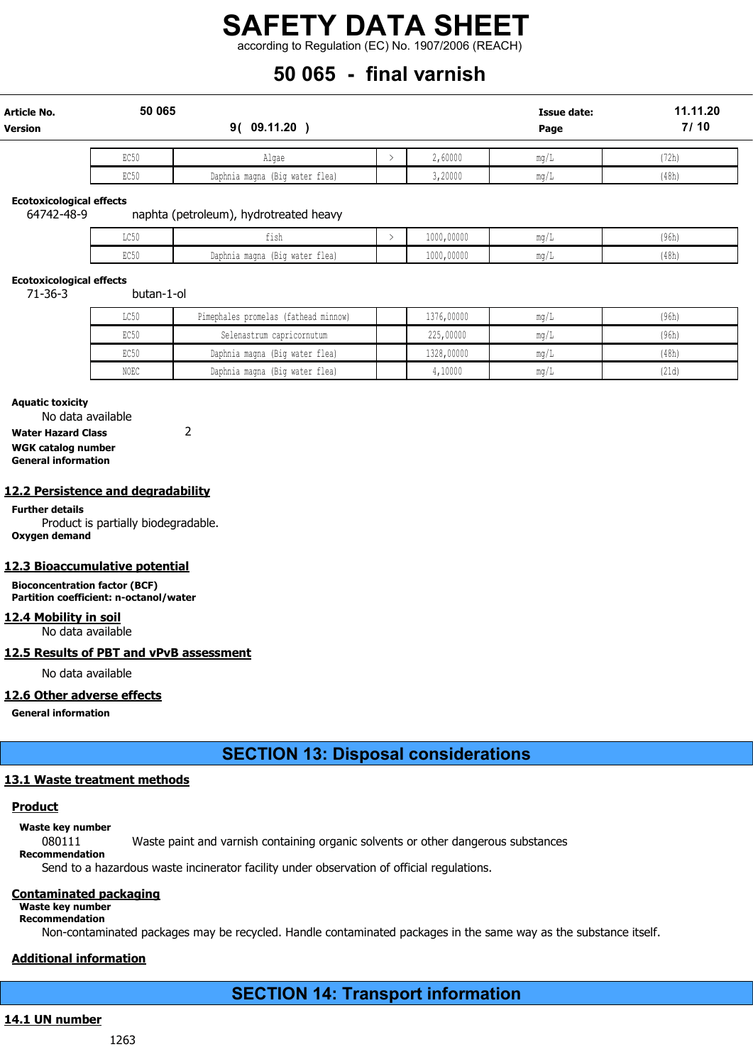| EC50 | Algae | > | 2,60000 | mg/L | (72h) |
|---|---|---|---|---|---|
| EC50 | Daphnia magna (Big water flea) | | 3,20000 | mg/L | (48h) |

**Ecotoxicological effects**

64742-48-9 naphta (petroleum), hydrotreated heavy

| LC50 | fish | > | 1000,00000 | mg/L | (96h) |
|---|---|---|---|---|---|
| EC50 | Daphnia magna (Big water flea) | | 1000,00000 | mg/L | (48h) |

**Ecotoxicological effects**

71-36-3 butan-1-ol

| LC50 | Pimephales promelas (fathead minnow) | | 1376,00000 | mg/L | (96h) |
|---|---|---|---|---|---|
| EC50 | Selenastrum capricornutum | | 225,00000 | mg/L | (96h) |
| EC50 | Daphnia magna (Big water flea) | | 1328,00000 | mg/L | (48h) |
| NOEC | Daphnia magna (Big water flea) | | 4,10000 | mg/L | (21d) |

**Aquatic toxicity**

No data available

**Water Hazard Class** 2

**WGK catalog number**

**General information**

## 12.2 Persistence and degradability

**Further details**

Product is partially biodegradable.

**Oxygen demand**

## 12.3 Bioaccumulative potential

**Bioconcentration factor (BCF)**

**Partition coefficient: n-octanol/water**

## 12.4 Mobility in soil

No data available

## 12.5 Results of PBT and vPvB assessment

No data available

## 12.6 Other adverse effects

**General information**

# SECTION 13: Disposal considerations

## 13.1 Waste treatment methods

### Product

**Waste key number**

080111 Waste paint and varnish containing organic solvents or other dangerous substances

**Recommendation**

Send to a hazardous waste incinerator facility under observation of official regulations.

### Contaminated packaging

**Waste key number**

**Recommendation**

Non-contaminated packages may be recycled. Handle contaminated packages in the same way as the substance itself.

### Additional information

# SECTION 14: Transport information

## 14.1 UN number

1263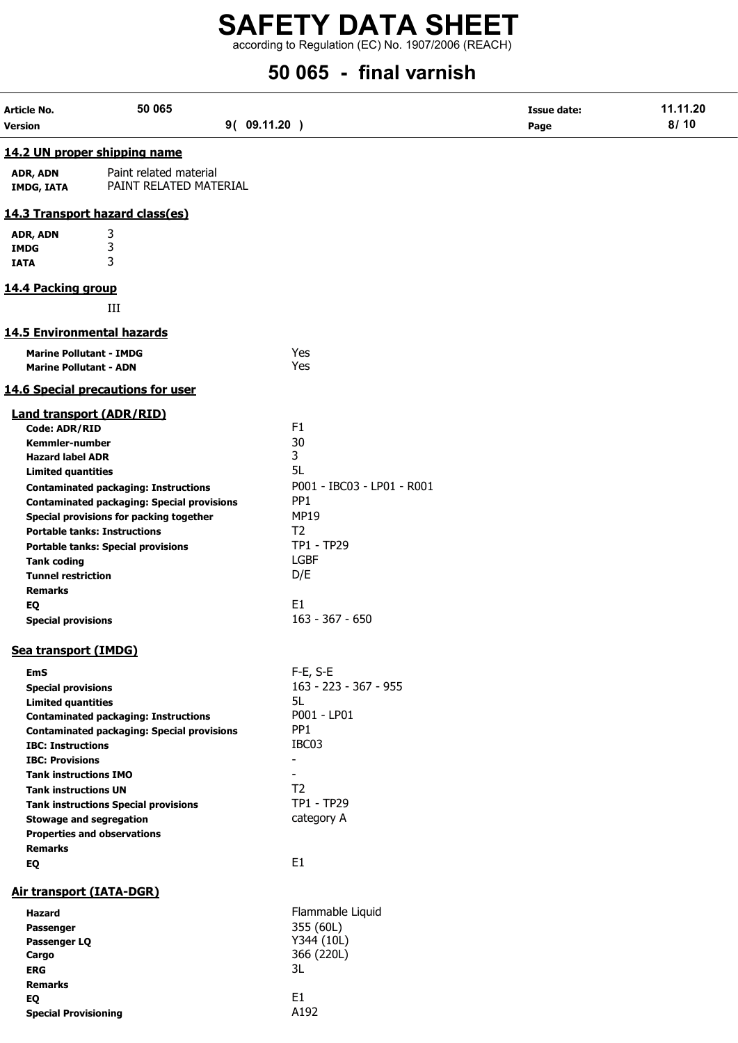### 14.2 UN proper shipping name

| | |
|---|---|
| **ADR, ADN** | Paint related material |
| **IMDG, IATA** | PAINT RELATED MATERIAL |

### 14.3 Transport hazard class(es)

| | |
|---|---|
| **ADR, ADN** | 3 |
| **IMDG** | 3 |
| **IATA** | 3 |

### 14.4 Packing group

III

### 14.5 Environmental hazards

| | |
|---|---|
| **Marine Pollutant - IMDG** | Yes |
| **Marine Pollutant - ADN** | Yes |

### 14.6 Special precautions for user

#### Land transport (ADR/RID)

| | |
|---|---|
| **Code: ADR/RID** | F1 |
| **Kemmler-number** | 30 |
| **Hazard label ADR** | 3 |
| **Limited quantities** | 5L |
| **Contaminated packaging: Instructions** | P001 - IBC03 - LP01 - R001 |
| **Contaminated packaging: Special provisions** | PP1 |
| **Special provisions for packing together** | MP19 |
| **Portable tanks: Instructions** | T2 |
| **Portable tanks: Special provisions** | TP1 - TP29 |
| **Tank coding** | LGBF |
| **Tunnel restriction** | D/E |
| **Remarks** | |
| **EQ** | E1 |
| **Special provisions** | 163 - 367 - 650 |

#### Sea transport (IMDG)

| | |
|---|---|
| **EmS** | F-E, S-E |
| **Special provisions** | 163 - 223 - 367 - 955 |
| **Limited quantities** | 5L |
| **Contaminated packaging: Instructions** | P001 - LP01 |
| **Contaminated packaging: Special provisions** | PP1 |
| **IBC: Instructions** | IBC03 |
| **IBC: Provisions** | - |
| **Tank instructions IMO** | - |
| **Tank instructions UN** | T2 |
| **Tank instructions Special provisions** | TP1 - TP29 |
| **Stowage and segregation** | category A |
| **Properties and observations** | |
| **Remarks** | |
| **EQ** | E1 |

#### Air transport (IATA-DGR)

| | |
|---|---|
| **Hazard** | Flammable Liquid |
| **Passenger** | 355 (60L) |
| **Passenger LQ** | Y344 (10L) |
| **Cargo** | 366 (220L) |
| **ERG** | 3L |
| **Remarks** | |
| **EQ** | E1 |
| **Special Provisioning** | A192 |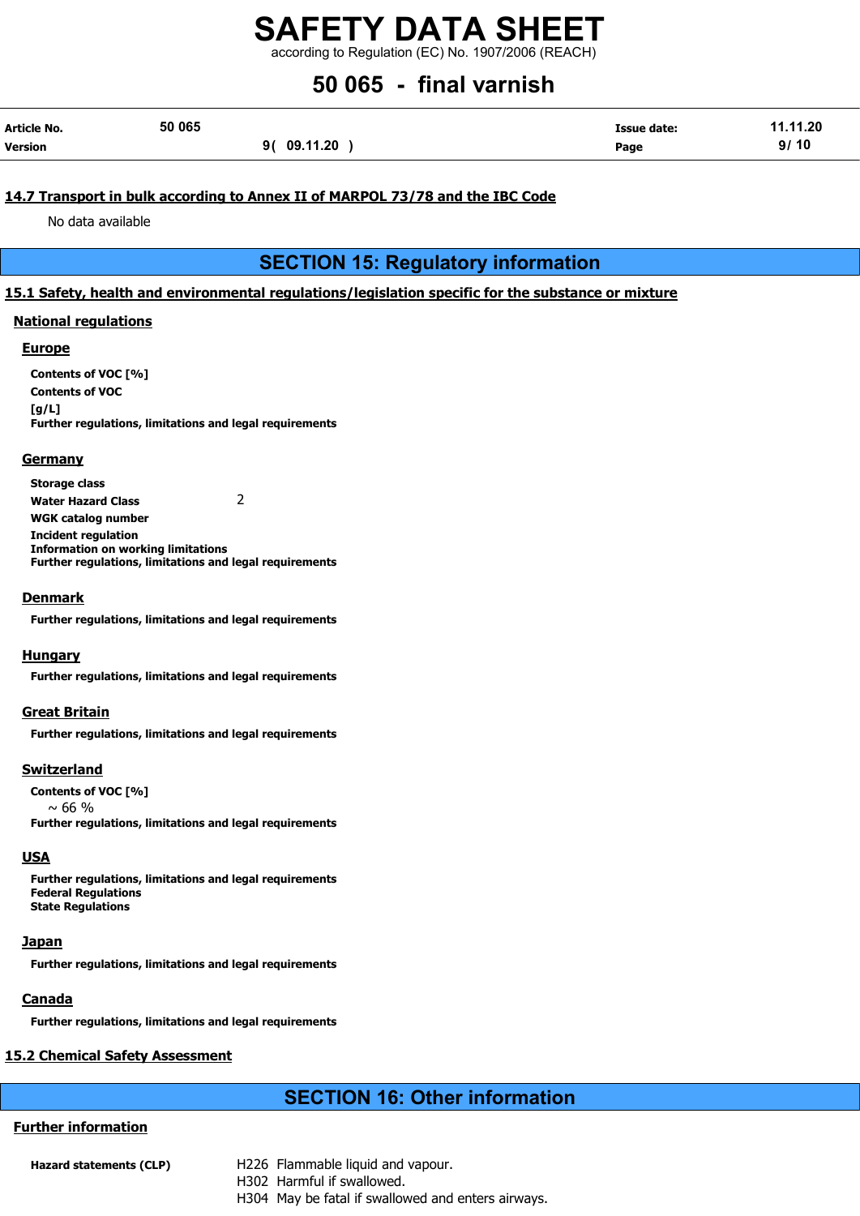### 14.7 Transport in bulk according to Annex II of MARPOL 73/78 and the IBC Code

No data available

## SECTION 15: Regulatory information

### 15.1 Safety, health and environmental regulations/legislation specific for the substance or mixture

#### National regulations

##### Europe

**Contents of VOC [%]**

**Contents of VOC [g/L]**

**Further regulations, limitations and legal requirements**

##### Germany

**Storage class**

**Water Hazard Class** 2

**WGK catalog number**

**Incident regulation**

**Information on working limitations**

**Further regulations, limitations and legal requirements**

##### Denmark

**Further regulations, limitations and legal requirements**

##### Hungary

**Further regulations, limitations and legal requirements**

##### Great Britain

**Further regulations, limitations and legal requirements**

##### Switzerland

**Contents of VOC [%]**

~ 66 %

**Further regulations, limitations and legal requirements**

##### USA

**Further regulations, limitations and legal requirements**

**Federal Regulations**

**State Regulations**

##### Japan

**Further regulations, limitations and legal requirements**

##### Canada

**Further regulations, limitations and legal requirements**

### 15.2 Chemical Safety Assessment

## SECTION 16: Other information

#### Further information

**Hazard statements (CLP)**

H226 Flammable liquid and vapour.
H302 Harmful if swallowed.
H304 May be fatal if swallowed and enters airways.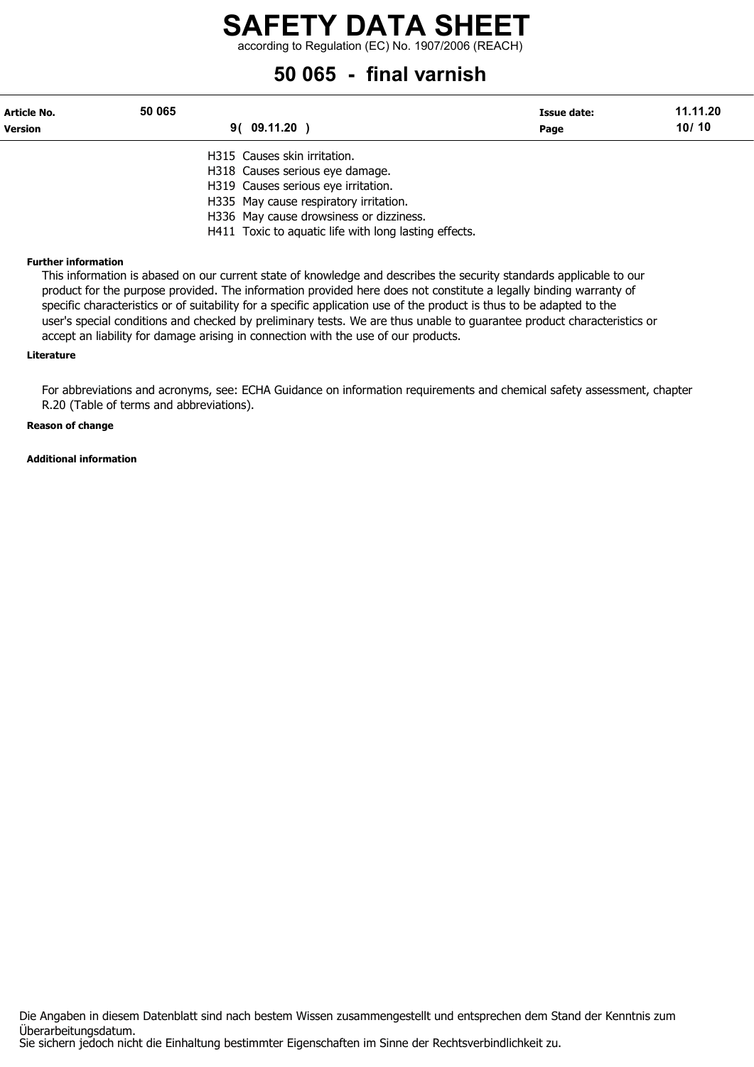H315 Causes skin irritation.
H318 Causes serious eye damage.
H319 Causes serious eye irritation.
H335 May cause respiratory irritation.
H336 May cause drowsiness or dizziness.
H411 Toxic to aquatic life with long lasting effects.

**Further information**

This information is abased on our current state of knowledge and describes the security standards applicable to our product for the purpose provided. The information provided here does not constitute a legally binding warranty of specific characteristics or of suitability for a specific application use of the product is thus to be adapted to the user's special conditions and checked by preliminary tests. We are thus unable to guarantee product characteristics or accept an liability for damage arising in connection with the use of our products.

**Literature**

For abbreviations and acronyms, see: ECHA Guidance on information requirements and chemical safety assessment, chapter R.20 (Table of terms and abbreviations).

**Reason of change**

**Additional information**

Die Angaben in diesem Datenblatt sind nach bestem Wissen zusammengestellt und entsprechen dem Stand der Kenntnis zum Überarbeitungsdatum.
Sie sichern jedoch nicht die Einhaltung bestimmter Eigenschaften im Sinne der Rechtsverbindlichkeit zu.